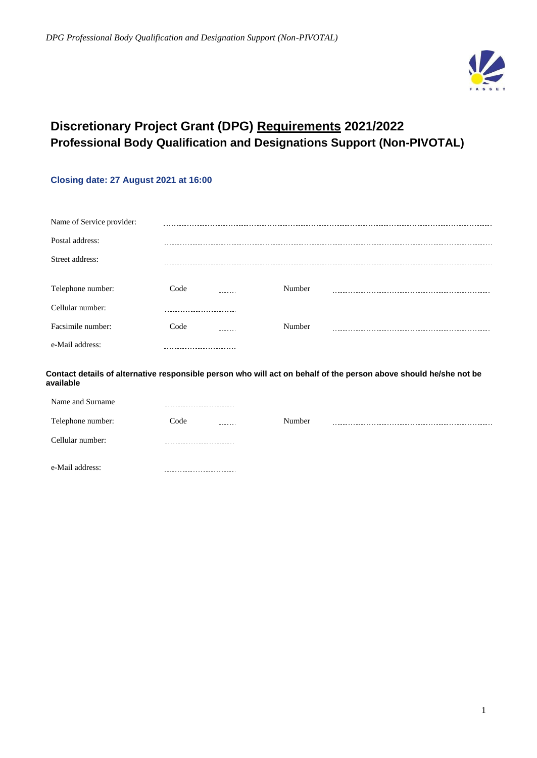# Discretionary Project Grant (DPG) Requirements 2021/2022
## Professional Body Qualification and Designations Support (Non-PIVOTAL)

**Closing date: 27 August 2021 at 16:00**

Name of Service provider: ..............................................................................................

Postal address: ..............................................................................................

Street address: ..............................................................................................

Telephone number: Code ...... Number ..............................................

Cellular number: ..........................

Facsimile number: Code ...... Number ..............................................

e-Mail address: ..........................

**Contact details of alternative responsible person who will act on behalf of the person above should he/she not be available**

Name and Surname ..........................

Telephone number: Code ...... Number ..............................................

Cellular number: ..........................

e-Mail address: ..........................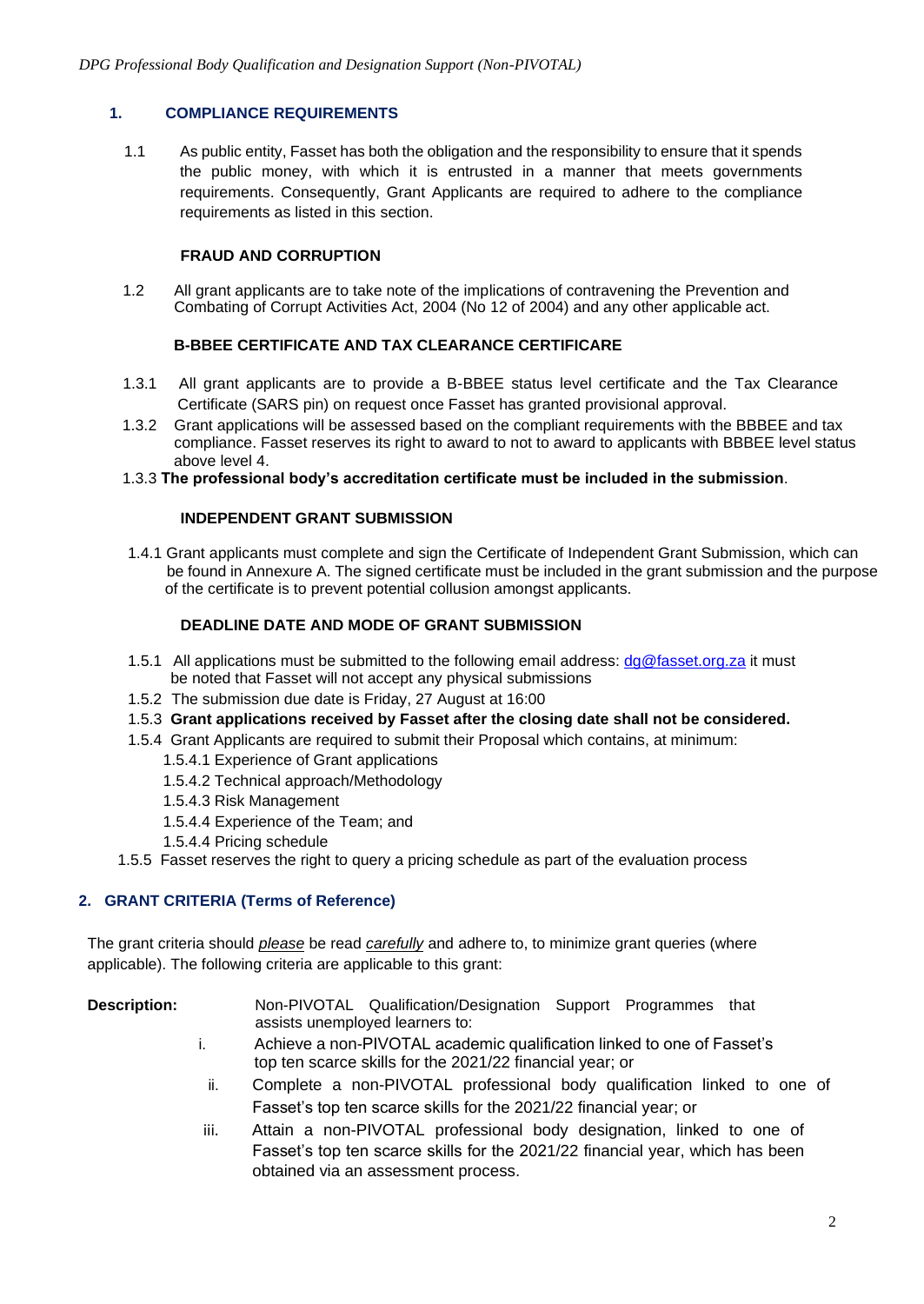## 1. COMPLIANCE REQUIREMENTS

1.1 As public entity, Fasset has both the obligation and the responsibility to ensure that it spends the public money, with which it is entrusted in a manner that meets governments requirements. Consequently, Grant Applicants are required to adhere to the compliance requirements as listed in this section.

### FRAUD AND CORRUPTION

1.2 All grant applicants are to take note of the implications of contravening the Prevention and Combating of Corrupt Activities Act, 2004 (No 12 of 2004) and any other applicable act.

### B-BBEE CERTIFICATE AND TAX CLEARANCE CERTIFICARE

1.3.1 All grant applicants are to provide a B-BBEE status level certificate and the Tax Clearance Certificate (SARS pin) on request once Fasset has granted provisional approval.

1.3.2 Grant applications will be assessed based on the compliant requirements with the BBBEE and tax compliance. Fasset reserves its right to award to not to award to applicants with BBBEE level status above level 4.

1.3.3 **The professional body's accreditation certificate must be included in the submission**.

### INDEPENDENT GRANT SUBMISSION

1.4.1 Grant applicants must complete and sign the Certificate of Independent Grant Submission, which can be found in Annexure A. The signed certificate must be included in the grant submission and the purpose of the certificate is to prevent potential collusion amongst applicants.

### DEADLINE DATE AND MODE OF GRANT SUBMISSION

1.5.1 All applications must be submitted to the following email address: dg@fasset.org.za it must be noted that Fasset will not accept any physical submissions

1.5.2 The submission due date is Friday, 27 August at 16:00

1.5.3 **Grant applications received by Fasset after the closing date shall not be considered.**

1.5.4 Grant Applicants are required to submit their Proposal which contains, at minimum:

- 1.5.4.1 Experience of Grant applications
- 1.5.4.2 Technical approach/Methodology
- 1.5.4.3 Risk Management
- 1.5.4.4 Experience of the Team; and
- 1.5.4.4 Pricing schedule

1.5.5 Fasset reserves the right to query a pricing schedule as part of the evaluation process

## 2. GRANT CRITERIA (Terms of Reference)

The grant criteria should *please* be read *carefully* and adhere to, to minimize grant queries (where applicable). The following criteria are applicable to this grant:

**Description:** Non-PIVOTAL Qualification/Designation Support Programmes that assists unemployed learners to:

i. Achieve a non-PIVOTAL academic qualification linked to one of Fasset's top ten scarce skills for the 2021/22 financial year; or

ii. Complete a non-PIVOTAL professional body qualification linked to one of Fasset's top ten scarce skills for the 2021/22 financial year; or

iii. Attain a non-PIVOTAL professional body designation, linked to one of Fasset's top ten scarce skills for the 2021/22 financial year, which has been obtained via an assessment process.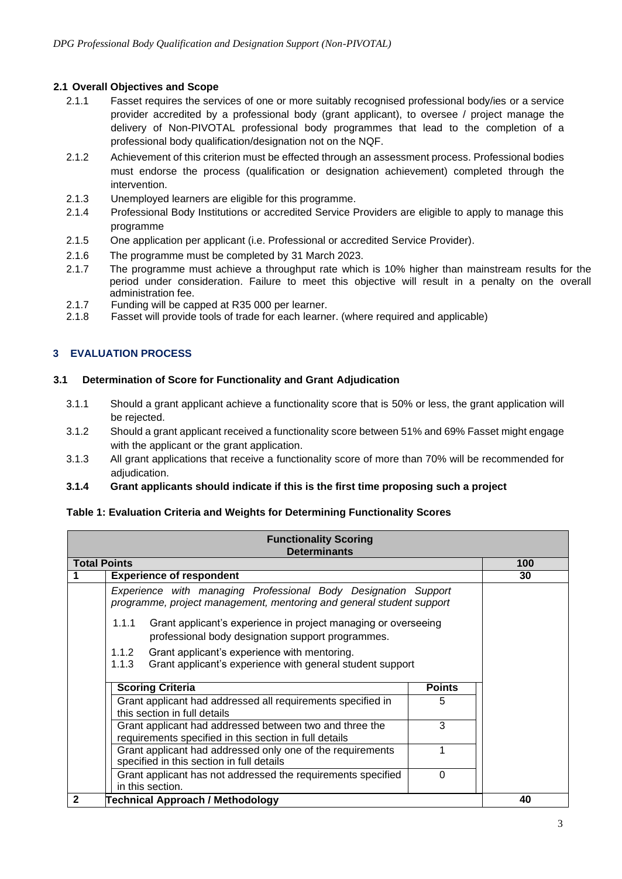## 2.1 Overall Objectives and Scope

2.1.1 Fasset requires the services of one or more suitably recognised professional body/ies or a service provider accredited by a professional body (grant applicant), to oversee / project manage the delivery of Non-PIVOTAL professional body programmes that lead to the completion of a professional body qualification/designation not on the NQF.

2.1.2 Achievement of this criterion must be effected through an assessment process. Professional bodies must endorse the process (qualification or designation achievement) completed through the intervention.

2.1.3 Unemployed learners are eligible for this programme.

2.1.4 Professional Body Institutions or accredited Service Providers are eligible to apply to manage this programme

2.1.5 One application per applicant (i.e. Professional or accredited Service Provider).

2.1.6 The programme must be completed by 31 March 2023.

2.1.7 The programme must achieve a throughput rate which is 10% higher than mainstream results for the period under consideration. Failure to meet this objective will result in a penalty on the overall administration fee.

2.1.7 Funding will be capped at R35 000 per learner.

2.1.8 Fasset will provide tools of trade for each learner. (where required and applicable)

## 3 EVALUATION PROCESS

### 3.1 Determination of Score for Functionality and Grant Adjudication

3.1.1 Should a grant applicant achieve a functionality score that is 50% or less, the grant application will be rejected.

3.1.2 Should a grant applicant received a functionality score between 51% and 69% Fasset might engage with the applicant or the grant application.

3.1.3 All grant applications that receive a functionality score of more than 70% will be recommended for adjudication.

**3.1.4 Grant applicants should indicate if this is the first time proposing such a project**

**Table 1: Evaluation Criteria and Weights for Determining Functionality Scores**

| **Functionality Scoring Determinants** | | |
|---|---|---|
| **Total Points** | | **100** |
| **1** | **Experience of respondent** | **30** |
| | *Experience with managing Professional Body Designation Support programme, project management, mentoring and general student support*<br><br>1.1.1 Grant applicant's experience in project managing or overseeing professional body designation support programmes.<br>1.1.2 Grant applicant's experience with mentoring.<br>1.1.3 Grant applicant's experience with general student support | |
| | **Scoring Criteria** — **Points** | |
| | Grant applicant had addressed all requirements specified in this section in full details — 5 | |
| | Grant applicant had addressed between two and three the requirements specified in this section in full details — 3 | |
| | Grant applicant had addressed only one of the requirements specified in this section in full details — 1 | |
| | Grant applicant has not addressed the requirements specified in this section. — 0 | |
| **2** | **Technical Approach / Methodology** | **40** |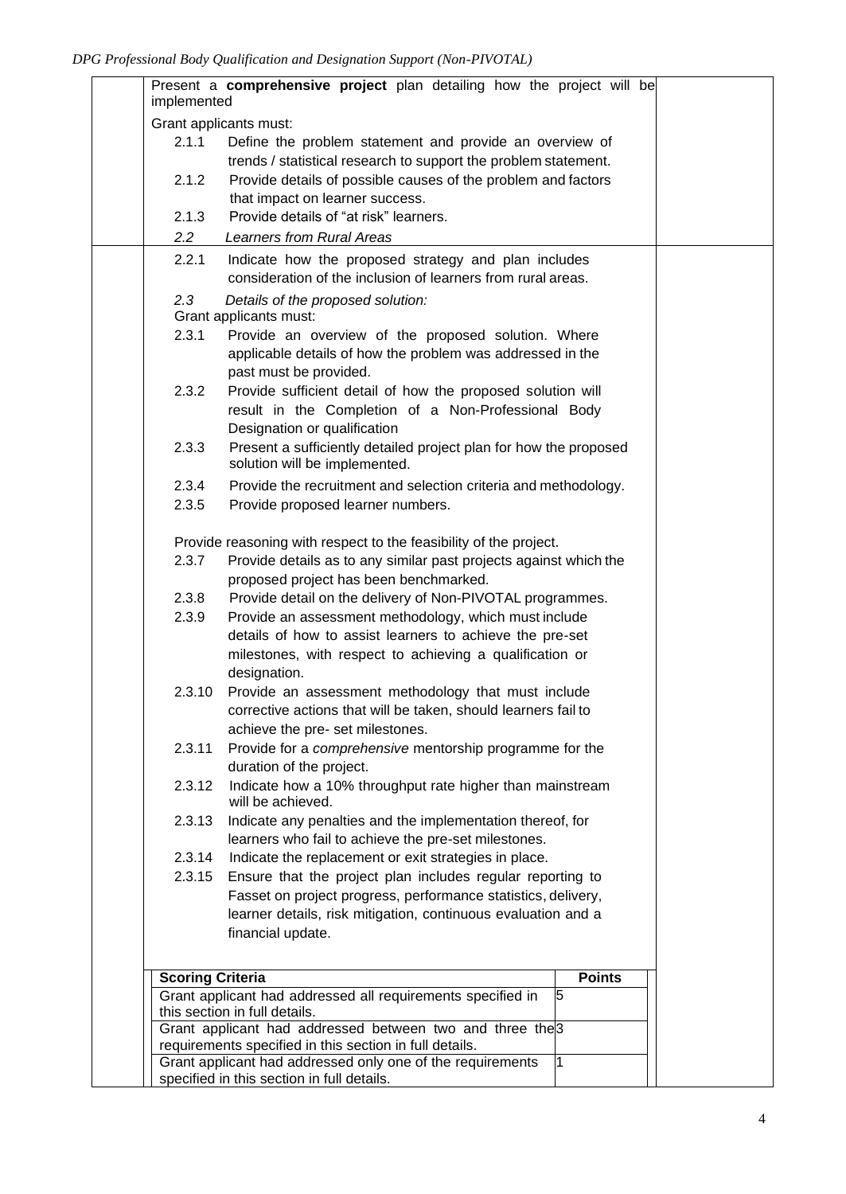Present a **comprehensive project** plan detailing how the project will be implemented

Grant applicants must:

- 2.1.1 Define the problem statement and provide an overview of trends / statistical research to support the problem statement.
- 2.1.2 Provide details of possible causes of the problem and factors that impact on learner success.
- 2.1.3 Provide details of "at risk" learners.

*2.2 Learners from Rural Areas*

- 2.2.1 Indicate how the proposed strategy and plan includes consideration of the inclusion of learners from rural areas.

*2.3 Details of the proposed solution:*

Grant applicants must:

- 2.3.1 Provide an overview of the proposed solution. Where applicable details of how the problem was addressed in the past must be provided.
- 2.3.2 Provide sufficient detail of how the proposed solution will result in the Completion of a Non-Professional Body Designation or qualification
- 2.3.3 Present a sufficiently detailed project plan for how the proposed solution will be implemented.
- 2.3.4 Provide the recruitment and selection criteria and methodology.
- 2.3.5 Provide proposed learner numbers.

Provide reasoning with respect to the feasibility of the project.

- 2.3.7 Provide details as to any similar past projects against which the proposed project has been benchmarked.
- 2.3.8 Provide detail on the delivery of Non-PIVOTAL programmes.
- 2.3.9 Provide an assessment methodology, which must include details of how to assist learners to achieve the pre-set milestones, with respect to achieving a qualification or designation.
- 2.3.10 Provide an assessment methodology that must include corrective actions that will be taken, should learners fail to achieve the pre- set milestones.
- 2.3.11 Provide for a *comprehensive* mentorship programme for the duration of the project.
- 2.3.12 Indicate how a 10% throughput rate higher than mainstream will be achieved.
- 2.3.13 Indicate any penalties and the implementation thereof, for learners who fail to achieve the pre-set milestones.
- 2.3.14 Indicate the replacement or exit strategies in place.
- 2.3.15 Ensure that the project plan includes regular reporting to Fasset on project progress, performance statistics, delivery, learner details, risk mitigation, continuous evaluation and a financial update.

| **Scoring Criteria** | **Points** |
| --- | --- |
| Grant applicant had addressed all requirements specified in this section in full details. | 5 |
| Grant applicant had addressed between two and three the requirements specified in this section in full details. | 3 |
| Grant applicant had addressed only one of the requirements specified in this section in full details. | 1 |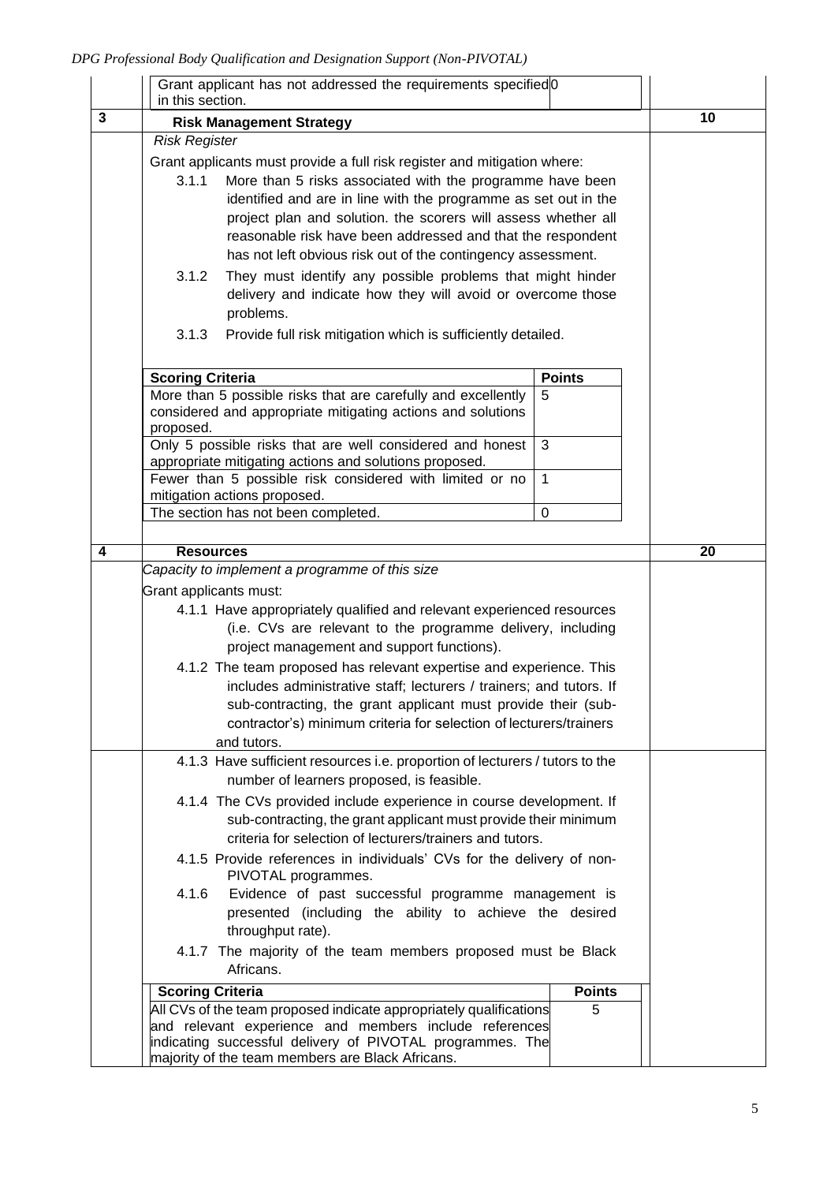| Grant applicant has not addressed the requirements specified in this section. | 0 |
|---|---|

## 3 Risk Management Strategy — 10

*Risk Register*

Grant applicants must provide a full risk register and mitigation where:

3.1.1 More than 5 risks associated with the programme have been identified and are in line with the programme as set out in the project plan and solution. the scorers will assess whether all reasonable risk have been addressed and that the respondent has not left obvious risk out of the contingency assessment.

3.1.2 They must identify any possible problems that might hinder delivery and indicate how they will avoid or overcome those problems.

3.1.3 Provide full risk mitigation which is sufficiently detailed.

| Scoring Criteria | Points |
|---|---|
| More than 5 possible risks that are carefully and excellently considered and appropriate mitigating actions and solutions proposed. | 5 |
| Only 5 possible risks that are well considered and honest appropriate mitigating actions and solutions proposed. | 3 |
| Fewer than 5 possible risk considered with limited or no mitigation actions proposed. | 1 |
| The section has not been completed. | 0 |

## 4 Resources — 20

*Capacity to implement a programme of this size*

Grant applicants must:

4.1.1 Have appropriately qualified and relevant experienced resources (i.e. CVs are relevant to the programme delivery, including project management and support functions).

4.1.2 The team proposed has relevant expertise and experience. This includes administrative staff; lecturers / trainers; and tutors. If sub-contracting, the grant applicant must provide their (sub-contractor's) minimum criteria for selection of lecturers/trainers and tutors.

4.1.3 Have sufficient resources i.e. proportion of lecturers / tutors to the number of learners proposed, is feasible.

4.1.4 The CVs provided include experience in course development. If sub-contracting, the grant applicant must provide their minimum criteria for selection of lecturers/trainers and tutors.

4.1.5 Provide references in individuals' CVs for the delivery of non-PIVOTAL programmes.

4.1.6 Evidence of past successful programme management is presented (including the ability to achieve the desired throughput rate).

4.1.7 The majority of the team members proposed must be Black Africans.

| Scoring Criteria | Points |
|---|---|
| All CVs of the team proposed indicate appropriately qualifications and relevant experience and members include references indicating successful delivery of PIVOTAL programmes. The majority of the team members are Black Africans. | 5 |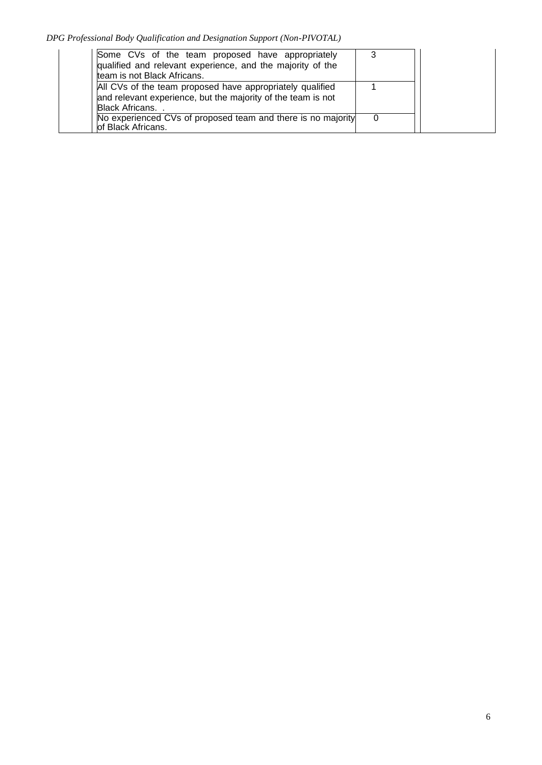| | | | | |
|---|---|---|---|---|
| | Some CVs of the team proposed have appropriately qualified and relevant experience, and the majority of the team is not Black Africans. | 3 | | |
| | All CVs of the team proposed have appropriately qualified and relevant experience, but the majority of the team is not Black Africans. . | 1 | | |
| | No experienced CVs of proposed team and there is no majority of Black Africans. | 0 | | |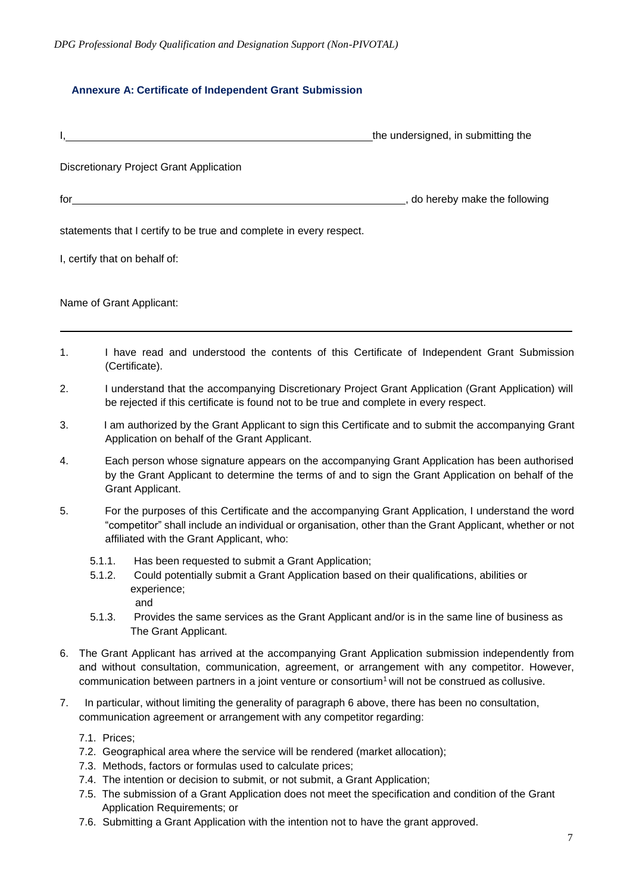## Annexure A: Certificate of Independent Grant Submission

I, \_\_\_\_\_\_\_\_\_\_\_\_\_\_\_\_\_\_\_\_\_\_\_\_\_\_\_\_\_\_\_\_\_\_\_\_\_\_\_\_\_\_\_\_ the undersigned, in submitting the

Discretionary Project Grant Application

for \_\_\_\_\_\_\_\_\_\_\_\_\_\_\_\_\_\_\_\_\_\_\_\_\_\_\_\_\_\_\_\_\_\_\_\_\_\_\_\_\_\_\_\_\_\_\_\_, do hereby make the following

statements that I certify to be true and complete in every respect.

I, certify that on behalf of:

Name of Grant Applicant:

---

1. I have read and understood the contents of this Certificate of Independent Grant Submission (Certificate).
2. I understand that the accompanying Discretionary Project Grant Application (Grant Application) will be rejected if this certificate is found not to be true and complete in every respect.
3. I am authorized by the Grant Applicant to sign this Certificate and to submit the accompanying Grant Application on behalf of the Grant Applicant.
4. Each person whose signature appears on the accompanying Grant Application has been authorised by the Grant Applicant to determine the terms of and to sign the Grant Application on behalf of the Grant Applicant.
5. For the purposes of this Certificate and the accompanying Grant Application, I understand the word "competitor" shall include an individual or organisation, other than the Grant Applicant, whether or not affiliated with the Grant Applicant, who:
   - 5.1.1. Has been requested to submit a Grant Application;
   - 5.1.2. Could potentially submit a Grant Application based on their qualifications, abilities or experience; and
   - 5.1.3. Provides the same services as the Grant Applicant and/or is in the same line of business as The Grant Applicant.
6. The Grant Applicant has arrived at the accompanying Grant Application submission independently from and without consultation, communication, agreement, or arrangement with any competitor. However, communication between partners in a joint venture or consortium[1] will not be construed as collusive.
7. In particular, without limiting the generality of paragraph 6 above, there has been no consultation, communication agreement or arrangement with any competitor regarding:
   - 7.1. Prices;
   - 7.2. Geographical area where the service will be rendered (market allocation);
   - 7.3. Methods, factors or formulas used to calculate prices;
   - 7.4. The intention or decision to submit, or not submit, a Grant Application;
   - 7.5. The submission of a Grant Application does not meet the specification and condition of the Grant Application Requirements; or
   - 7.6. Submitting a Grant Application with the intention not to have the grant approved.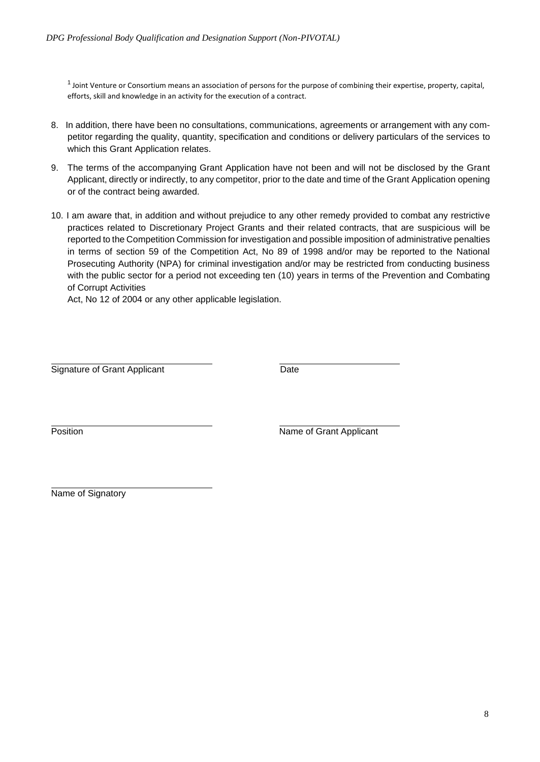[1] Joint Venture or Consortium means an association of persons for the purpose of combining their expertise, property, capital, efforts, skill and knowledge in an activity for the execution of a contract.

8. In addition, there have been no consultations, communications, agreements or arrangement with any competitor regarding the quality, quantity, specification and conditions or delivery particulars of the services to which this Grant Application relates.

9. The terms of the accompanying Grant Application have not been and will not be disclosed by the Grant Applicant, directly or indirectly, to any competitor, prior to the date and time of the Grant Application opening or of the contract being awarded.

10. I am aware that, in addition and without prejudice to any other remedy provided to combat any restrictive practices related to Discretionary Project Grants and their related contracts, that are suspicious will be reported to the Competition Commission for investigation and possible imposition of administrative penalties in terms of section 59 of the Competition Act, No 89 of 1998 and/or may be reported to the National Prosecuting Authority (NPA) for criminal investigation and/or may be restricted from conducting business with the public sector for a period not exceeding ten (10) years in terms of the Prevention and Combating of Corrupt Activities
Act, No 12 of 2004 or any other applicable legislation.

\_\_\_\_\_\_\_\_\_\_\_\_\_\_\_\_\_\_\_\_\_\_\_\_\_\_\_\_\_\_
Signature of Grant Applicant

\_\_\_\_\_\_\_\_\_\_\_\_\_\_\_\_\_\_\_\_\_\_\_\_
Date

\_\_\_\_\_\_\_\_\_\_\_\_\_\_\_\_\_\_\_\_\_\_\_\_\_\_\_\_\_\_
Position

\_\_\_\_\_\_\_\_\_\_\_\_\_\_\_\_\_\_\_\_\_\_\_\_
Name of Grant Applicant

\_\_\_\_\_\_\_\_\_\_\_\_\_\_\_\_\_\_\_\_\_\_\_\_\_\_\_\_\_\_
Name of Signatory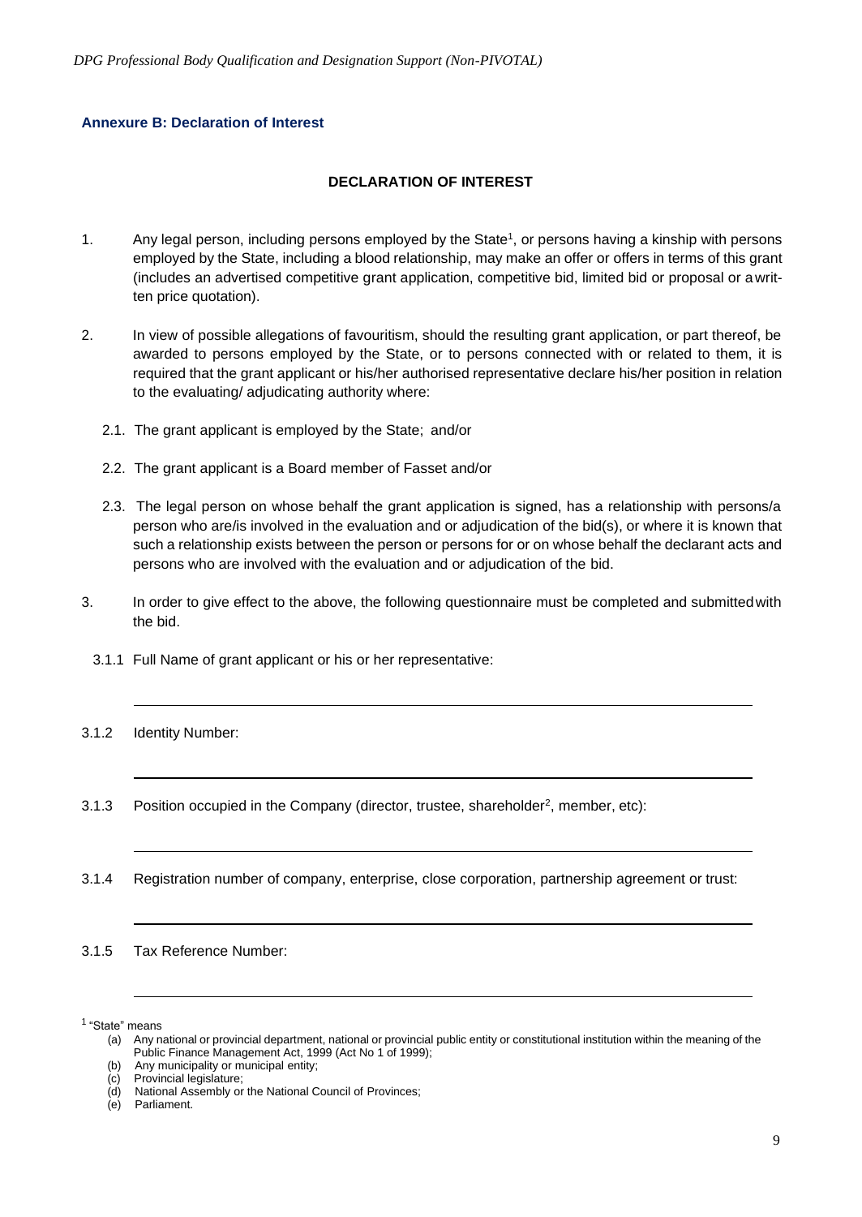## Annexure B: Declaration of Interest

**DECLARATION OF INTEREST**

1. Any legal person, including persons employed by the State[1], or persons having a kinship with persons employed by the State, including a blood relationship, may make an offer or offers in terms of this grant (includes an advertised competitive grant application, competitive bid, limited bid or proposal or a written price quotation).

2. In view of possible allegations of favouritism, should the resulting grant application, or part thereof, be awarded to persons employed by the State, or to persons connected with or related to them, it is required that the grant applicant or his/her authorised representative declare his/her position in relation to the evaluating/ adjudicating authority where:

   2.1. The grant applicant is employed by the State; and/or

   2.2. The grant applicant is a Board member of Fasset and/or

   2.3. The legal person on whose behalf the grant application is signed, has a relationship with persons/a person who are/is involved in the evaluation and or adjudication of the bid(s), or where it is known that such a relationship exists between the person or persons for or on whose behalf the declarant acts and persons who are involved with the evaluation and or adjudication of the bid.

3. In order to give effect to the above, the following questionnaire must be completed and submitted with the bid.

3.1.1 Full Name of grant applicant or his or her representative:

_______________________________________________

3.1.2 Identity Number:

_______________________________________________

3.1.3 Position occupied in the Company (director, trustee, shareholder[2], member, etc):

_______________________________________________

3.1.4 Registration number of company, enterprise, close corporation, partnership agreement or trust:

_______________________________________________

3.1.5 Tax Reference Number:

_______________________________________________

[1] "State" means

(a) Any national or provincial department, national or provincial public entity or constitutional institution within the meaning of the Public Finance Management Act, 1999 (Act No 1 of 1999);
(b) Any municipality or municipal entity;
(c) Provincial legislature;
(d) National Assembly or the National Council of Provinces;
(e) Parliament.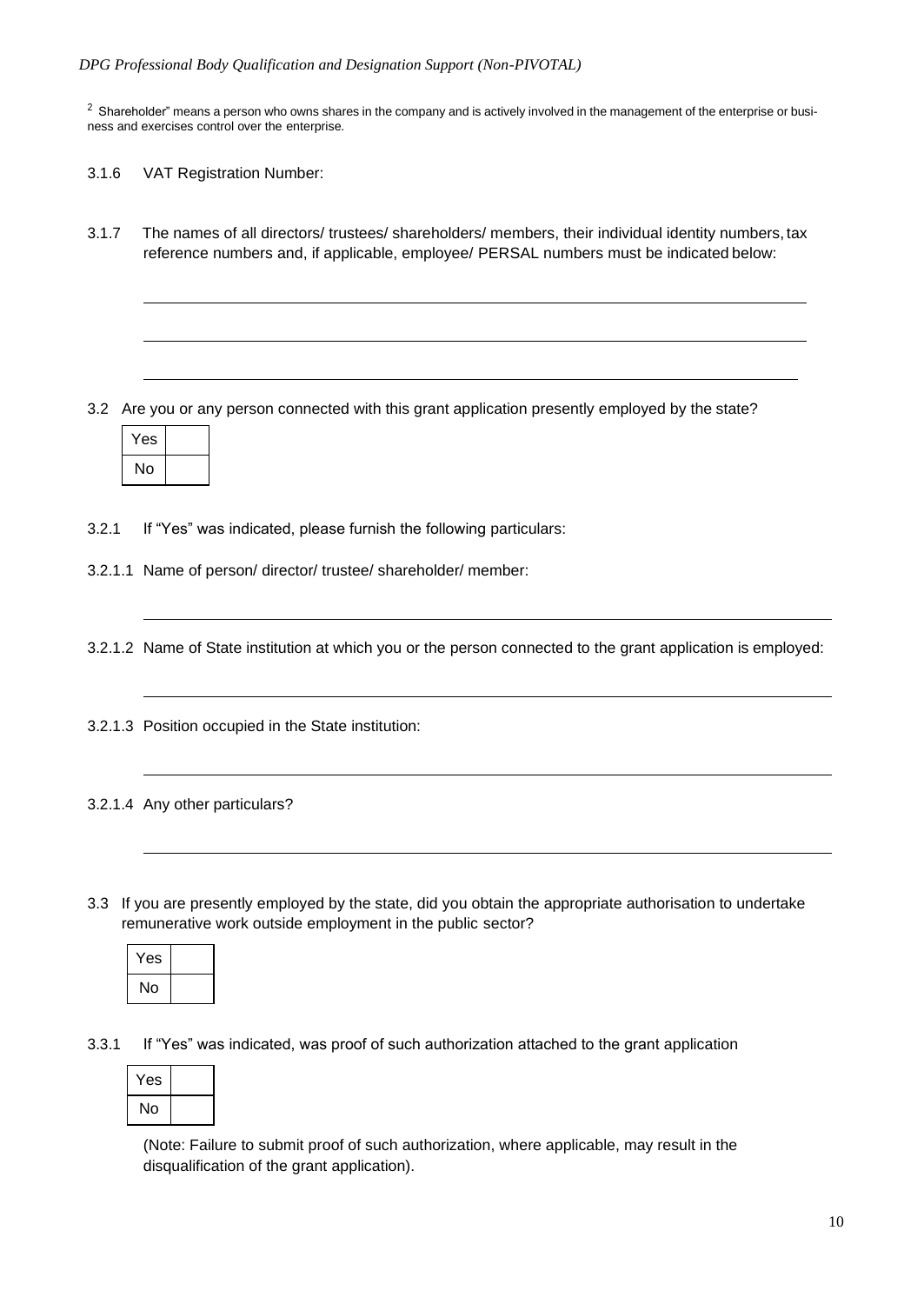[2] Shareholder" means a person who owns shares in the company and is actively involved in the management of the enterprise or business and exercises control over the enterprise.

3.1.6 VAT Registration Number:

3.1.7 The names of all directors/ trustees/ shareholders/ members, their individual identity numbers, tax reference numbers and, if applicable, employee/ PERSAL numbers must be indicated below:

______________________________________________________________________

______________________________________________________________________

______________________________________________________________________

3.2 Are you or any person connected with this grant application presently employed by the state?

| Yes | |
|---|---|
| No | |

3.2.1 If "Yes" was indicated, please furnish the following particulars:

3.2.1.1 Name of person/ director/ trustee/ shareholder/ member:

______________________________________________________________________

3.2.1.2 Name of State institution at which you or the person connected to the grant application is employed:

______________________________________________________________________

3.2.1.3 Position occupied in the State institution:

______________________________________________________________________

3.2.1.4 Any other particulars?

______________________________________________________________________

3.3 If you are presently employed by the state, did you obtain the appropriate authorisation to undertake remunerative work outside employment in the public sector?

| Yes | |
|---|---|
| No | |

3.3.1 If "Yes" was indicated, was proof of such authorization attached to the grant application

| Yes | |
|---|---|
| No | |

(Note: Failure to submit proof of such authorization, where applicable, may result in the disqualification of the grant application).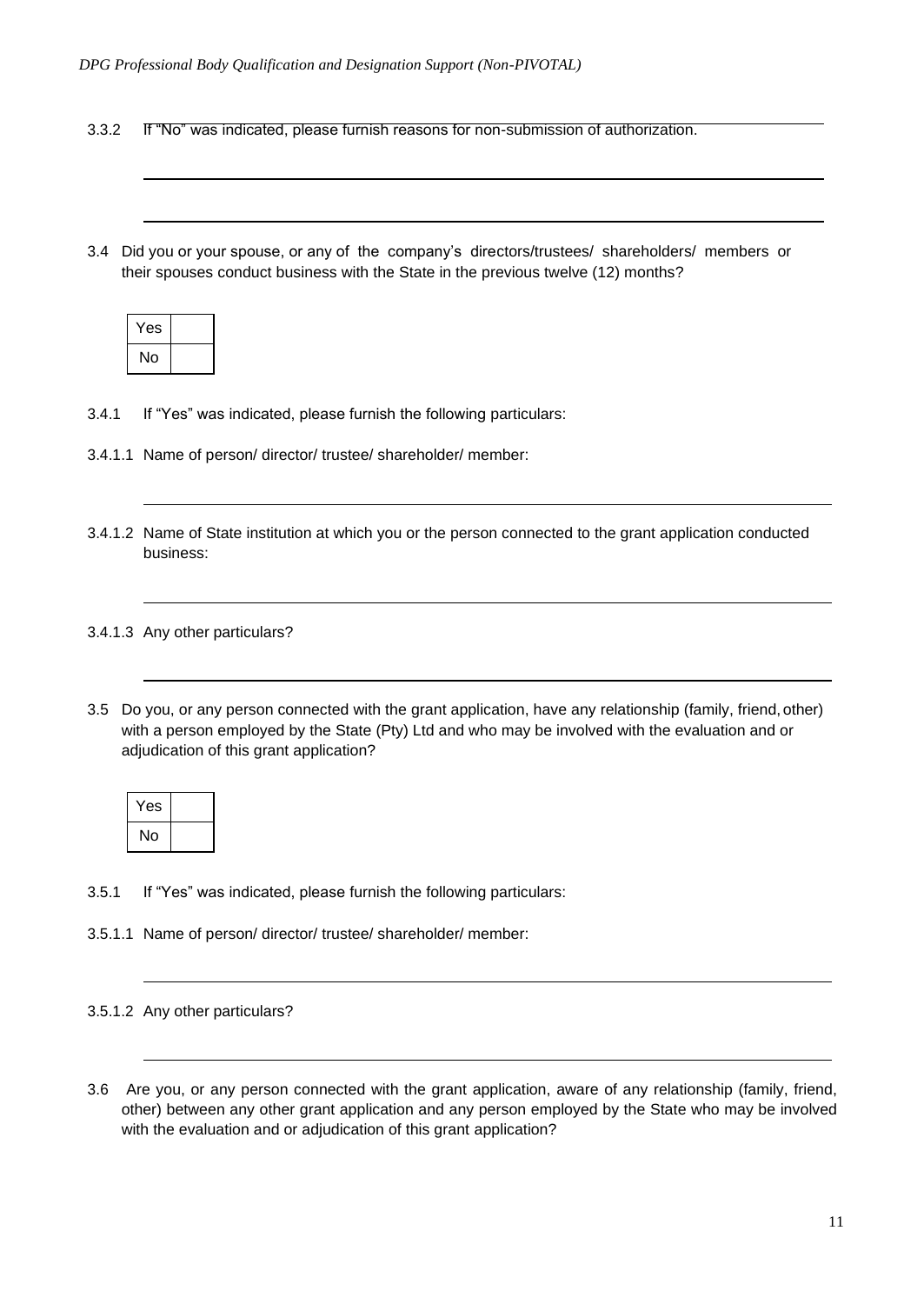3.3.2 If "No" was indicated, please furnish reasons for non-submission of authorization.

______________________________________________________________________

______________________________________________________________________

3.4 Did you or your spouse, or any of the company's directors/trustees/ shareholders/ members or their spouses conduct business with the State in the previous twelve (12) months?

| Yes | |
|---|---|
| No | |

3.4.1 If "Yes" was indicated, please furnish the following particulars:

3.4.1.1 Name of person/ director/ trustee/ shareholder/ member:

______________________________________________________________________

3.4.1.2 Name of State institution at which you or the person connected to the grant application conducted business:

______________________________________________________________________

3.4.1.3 Any other particulars?

______________________________________________________________________

3.5 Do you, or any person connected with the grant application, have any relationship (family, friend, other) with a person employed by the State (Pty) Ltd and who may be involved with the evaluation and or adjudication of this grant application?

| Yes | |
|---|---|
| No | |

3.5.1 If "Yes" was indicated, please furnish the following particulars:

3.5.1.1 Name of person/ director/ trustee/ shareholder/ member:

______________________________________________________________________

3.5.1.2 Any other particulars?

______________________________________________________________________

3.6 Are you, or any person connected with the grant application, aware of any relationship (family, friend, other) between any other grant application and any person employed by the State who may be involved with the evaluation and or adjudication of this grant application?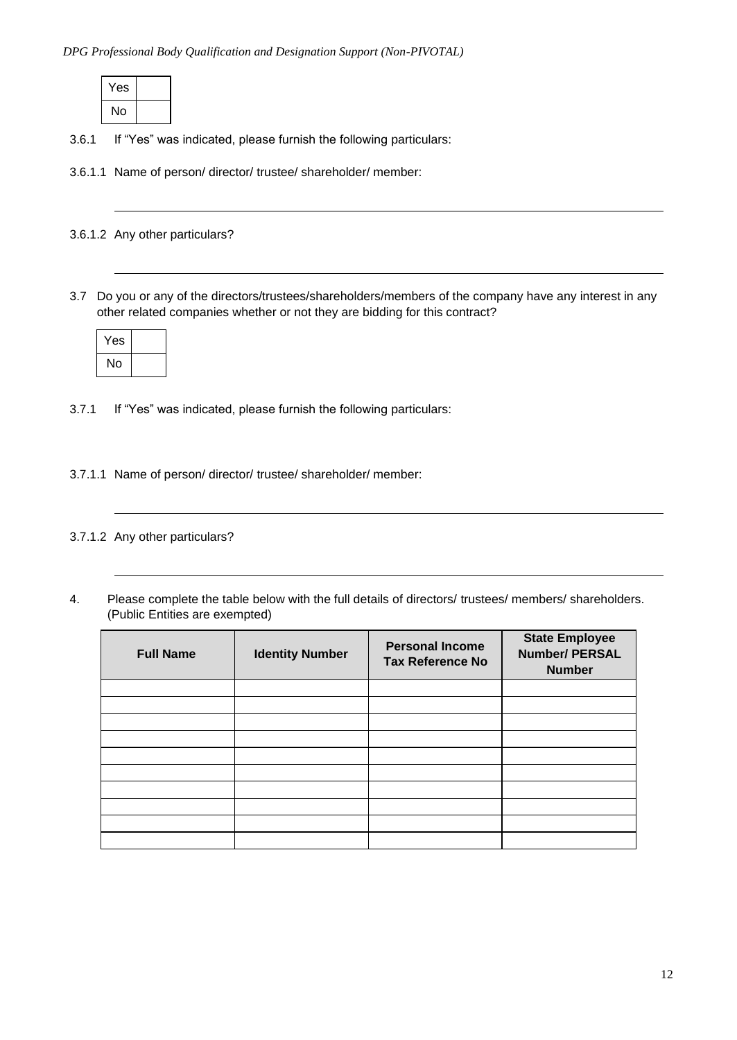| Yes | |
|---|---|
| No | |

3.6.1 If "Yes" was indicated, please furnish the following particulars:

3.6.1.1 Name of person/ director/ trustee/ shareholder/ member:

______________________________________________________________________

3.6.1.2 Any other particulars?

______________________________________________________________________

3.7 Do you or any of the directors/trustees/shareholders/members of the company have any interest in any other related companies whether or not they are bidding for this contract?

| Yes | |
|---|---|
| No | |

3.7.1 If "Yes" was indicated, please furnish the following particulars:

3.7.1.1 Name of person/ director/ trustee/ shareholder/ member:

______________________________________________________________________

3.7.1.2 Any other particulars?

______________________________________________________________________

4. Please complete the table below with the full details of directors/ trustees/ members/ shareholders. (Public Entities are exempted)

| Full Name | Identity Number | Personal Income Tax Reference No | State Employee Number/ PERSAL Number |
|---|---|---|---|
| | | | |
| | | | |
| | | | |
| | | | |
| | | | |
| | | | |
| | | | |
| | | | |
| | | | |
| | | | |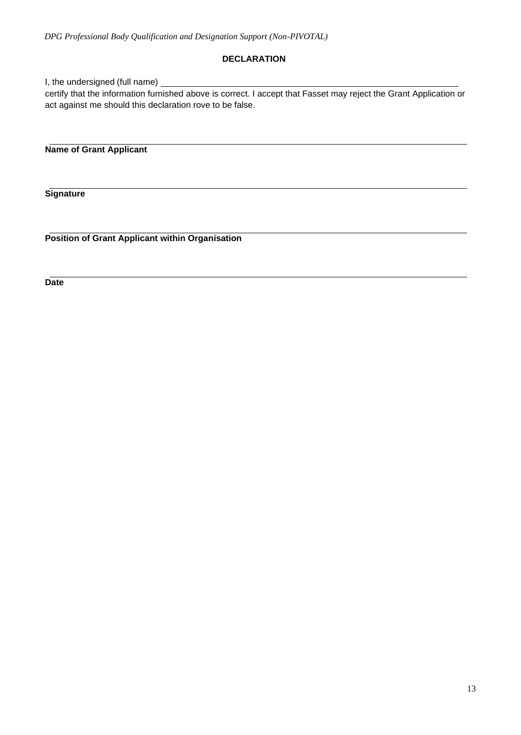## DECLARATION

I, the undersigned (full name) ____________________________________________

certify that the information furnished above is correct. I accept that Fasset may reject the Grant Application or act against me should this declaration rove to be false.

____________________________________________

**Name of Grant Applicant**

____________________________________________

**Signature**

____________________________________________

**Position of Grant Applicant within Organisation**

____________________________________________

**Date**